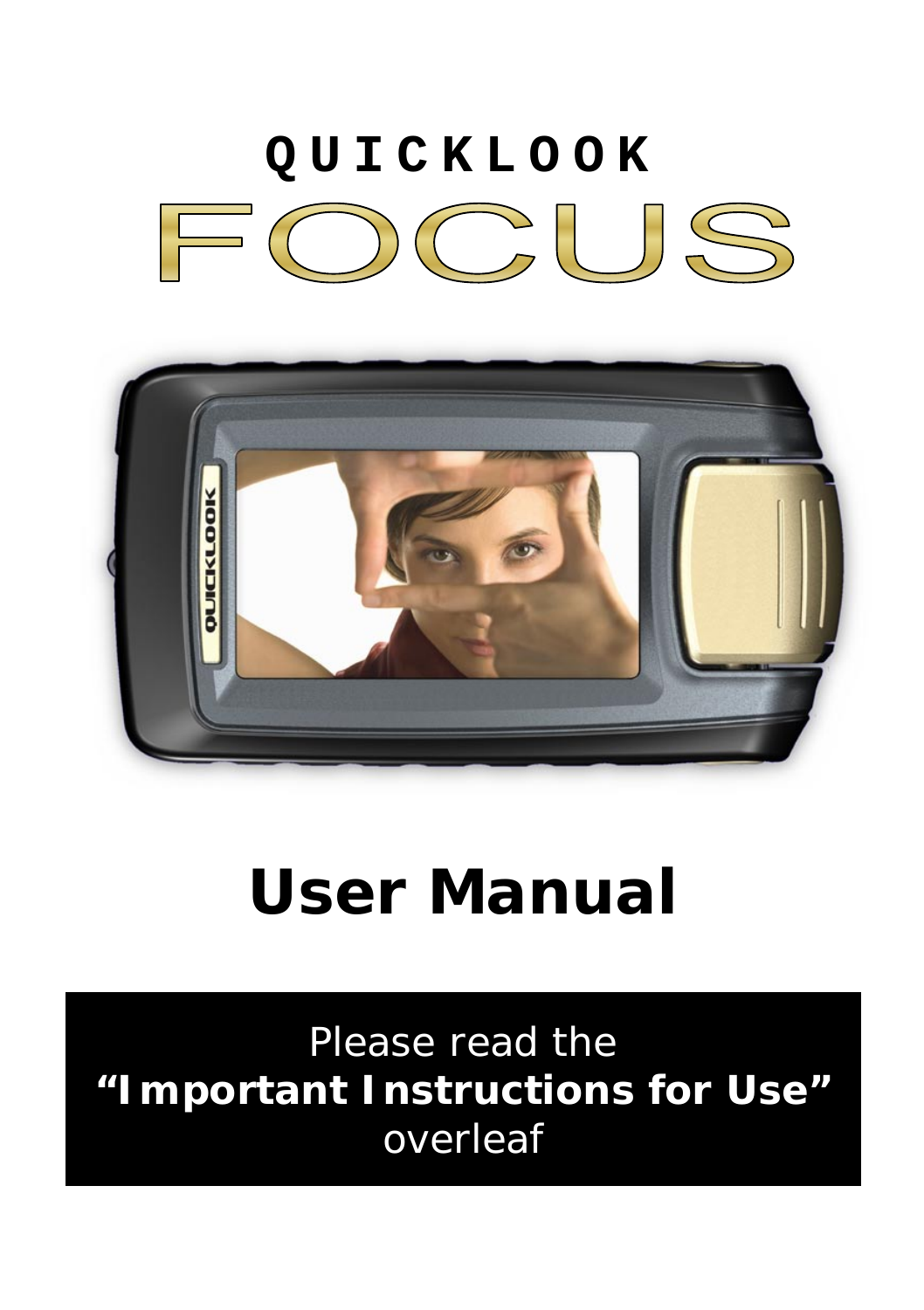# QUICKLOOK FOCUS

# User Manual

Please read the
**"Important Instructions for Use"**
overleaf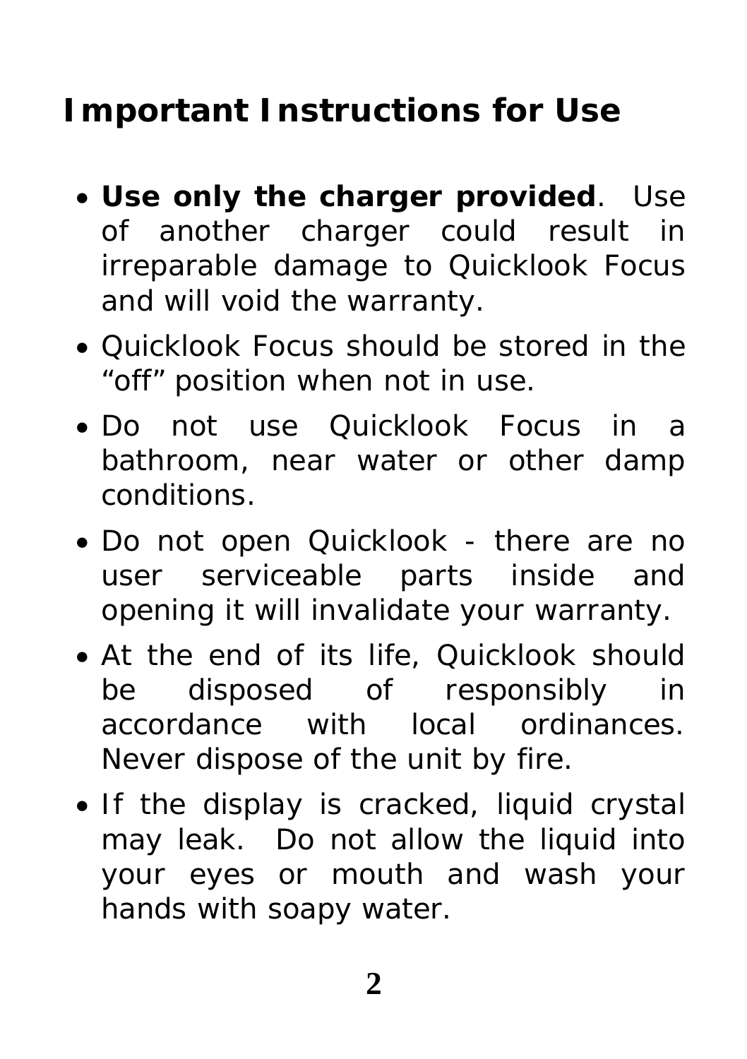# Important Instructions for Use

- **Use only the charger provided**. Use of another charger could result in irreparable damage to Quicklook Focus and will void the warranty.
- Quicklook Focus should be stored in the "off" position when not in use.
- Do not use Quicklook Focus in a bathroom, near water or other damp conditions.
- Do not open Quicklook - there are no user serviceable parts inside and opening it will invalidate your warranty.
- At the end of its life, Quicklook should be disposed of responsibly in accordance with local ordinances. Never dispose of the unit by fire.
- If the display is cracked, liquid crystal may leak. Do not allow the liquid into your eyes or mouth and wash your hands with soapy water.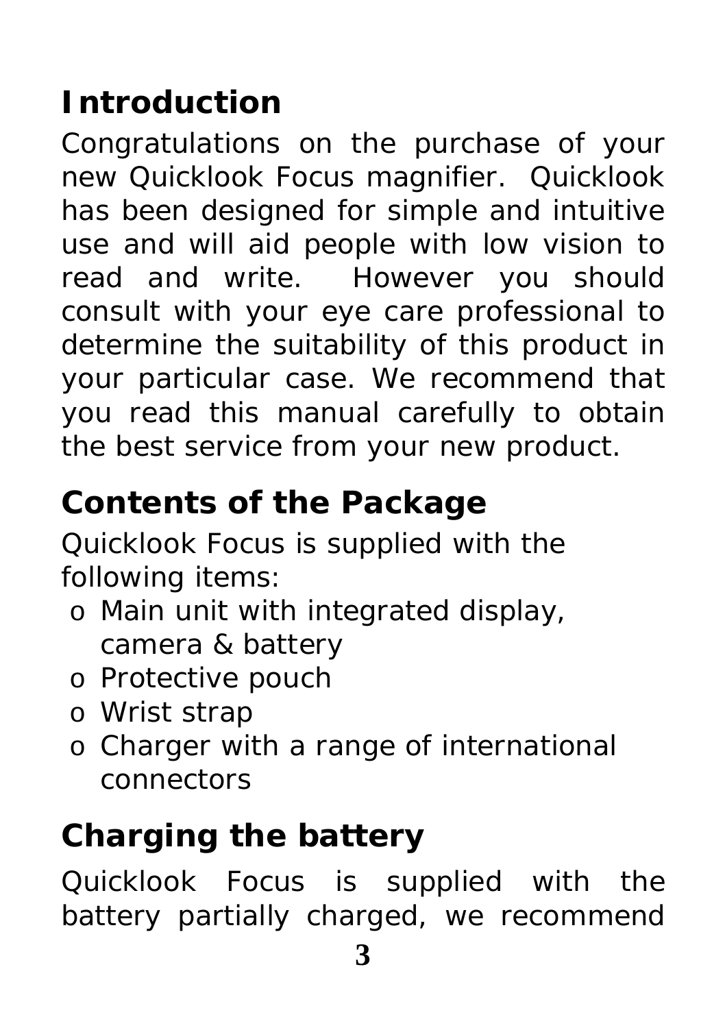## Introduction

Congratulations on the purchase of your new Quicklook Focus magnifier. Quicklook has been designed for simple and intuitive use and will aid people with low vision to read and write. However you should consult with your eye care professional to determine the suitability of this product in your particular case. We recommend that you read this manual carefully to obtain the best service from your new product.

## Contents of the Package

Quicklook Focus is supplied with the following items:

- Main unit with integrated display, camera & battery
- Protective pouch
- Wrist strap
- Charger with a range of international connectors

## Charging the battery

Quicklook Focus is supplied with the battery partially charged, we recommend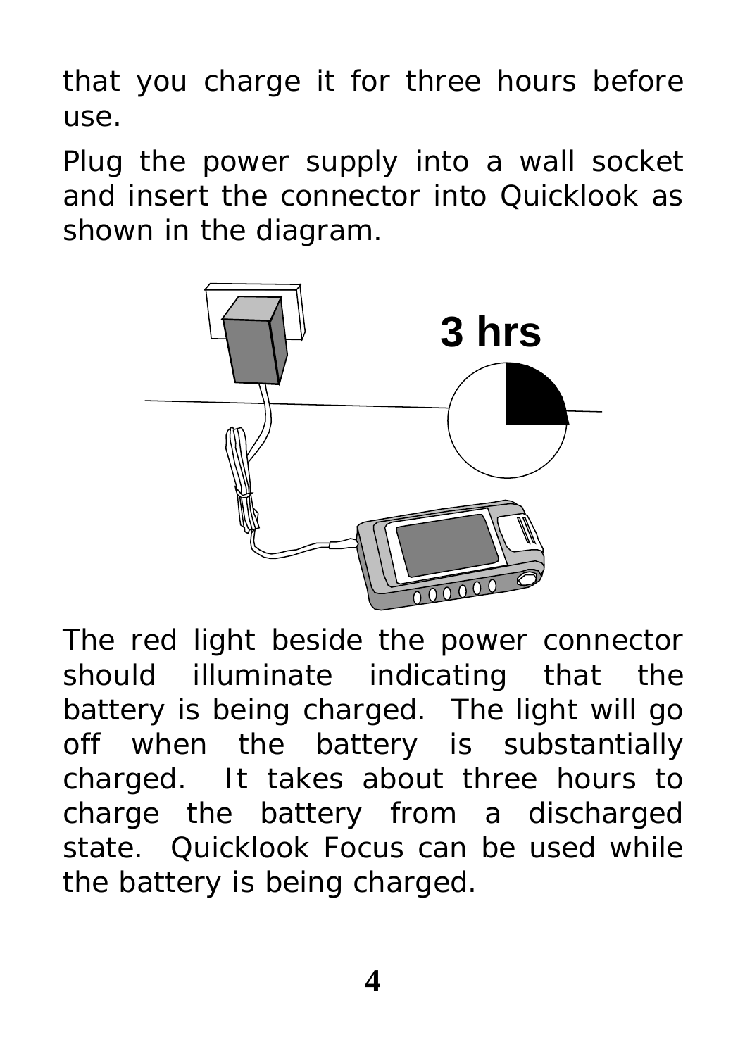that you charge it for three hours before use.

Plug the power supply into a wall socket and insert the connector into Quicklook as shown in the diagram.

The red light beside the power connector should illuminate indicating that the battery is being charged. The light will go off when the battery is substantially charged. It takes about three hours to charge the battery from a discharged state. Quicklook Focus can be used while the battery is being charged.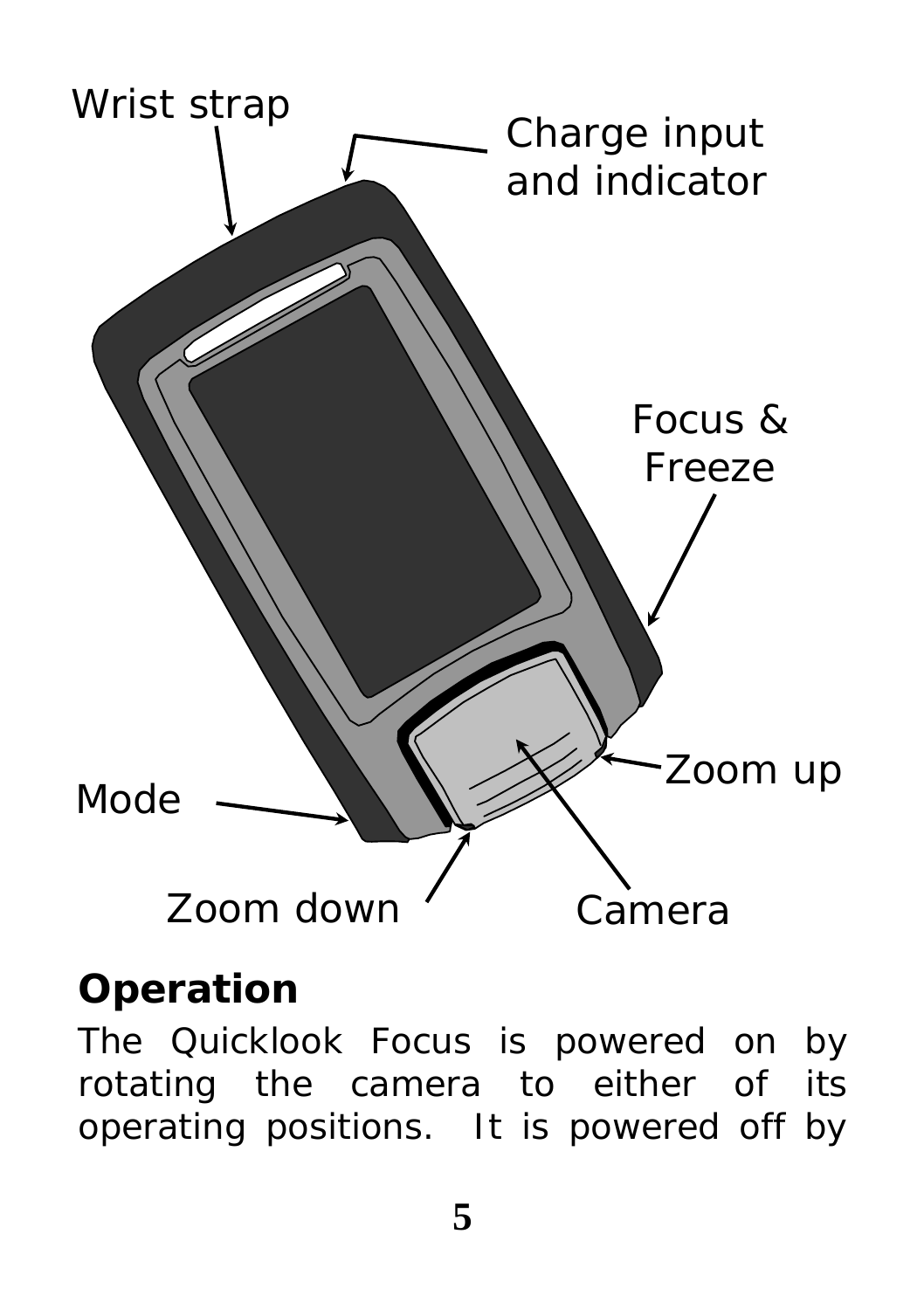Wrist strap

Charge input and indicator

Focus & Freeze

Zoom up

Mode

Zoom down

Camera

## Operation

The Quicklook Focus is powered on by rotating the camera to either of its operating positions. It is powered off by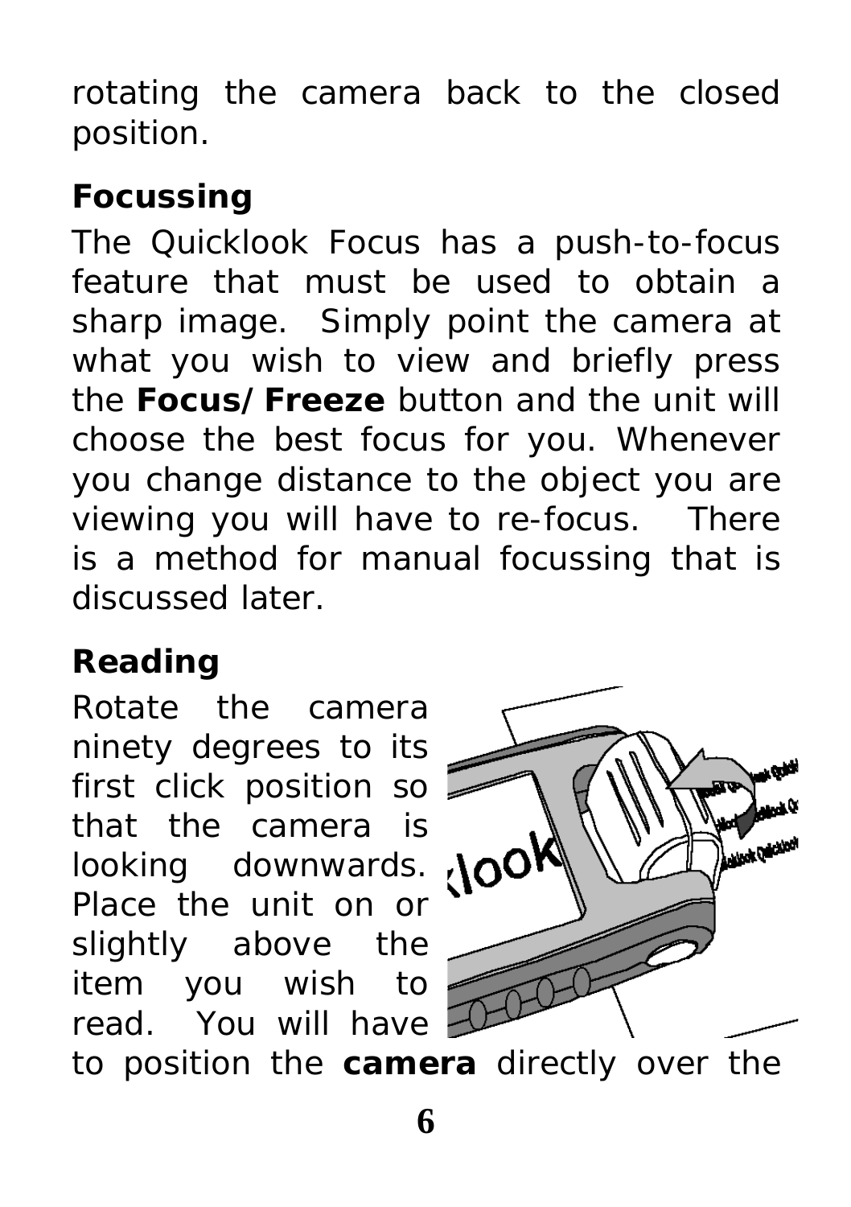rotating the camera back to the closed position.

## Focussing

The Quicklook Focus has a push-to-focus feature that must be used to obtain a sharp image. Simply point the camera at what you wish to view and briefly press the **Focus/Freeze** button and the unit will choose the best focus for you. Whenever you change distance to the object you are viewing you will have to re-focus. There is a method for manual focussing that is discussed later.

## Reading

Rotate the camera ninety degrees to its first click position so that the camera is looking downwards. Place the unit on or slightly above the item you wish to read. You will have to position the **camera** directly over the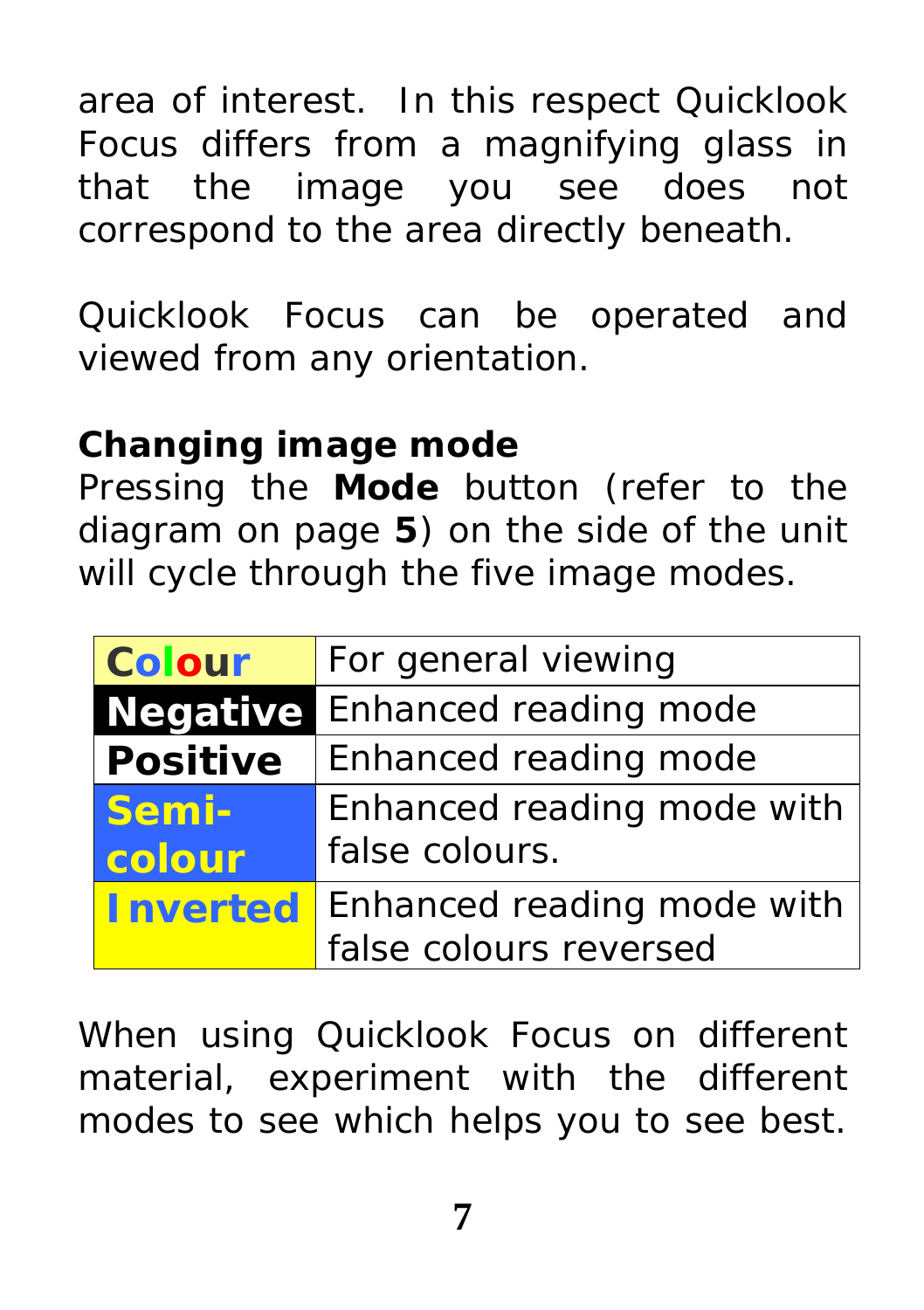area of interest. In this respect Quicklook Focus differs from a magnifying glass in that the image you see does not correspond to the area directly beneath.

Quicklook Focus can be operated and viewed from any orientation.

**Changing image mode**

Pressing the **Mode** button (refer to the diagram on page **5**) on the side of the unit will cycle through the five image modes.

| | |
|---|---|
| **Colour** | For general viewing |
| **Negative** | Enhanced reading mode |
| **Positive** | Enhanced reading mode |
| **Semi-colour** | Enhanced reading mode with false colours. |
| **Inverted** | Enhanced reading mode with false colours reversed |

When using Quicklook Focus on different material, experiment with the different modes to see which helps you to see best.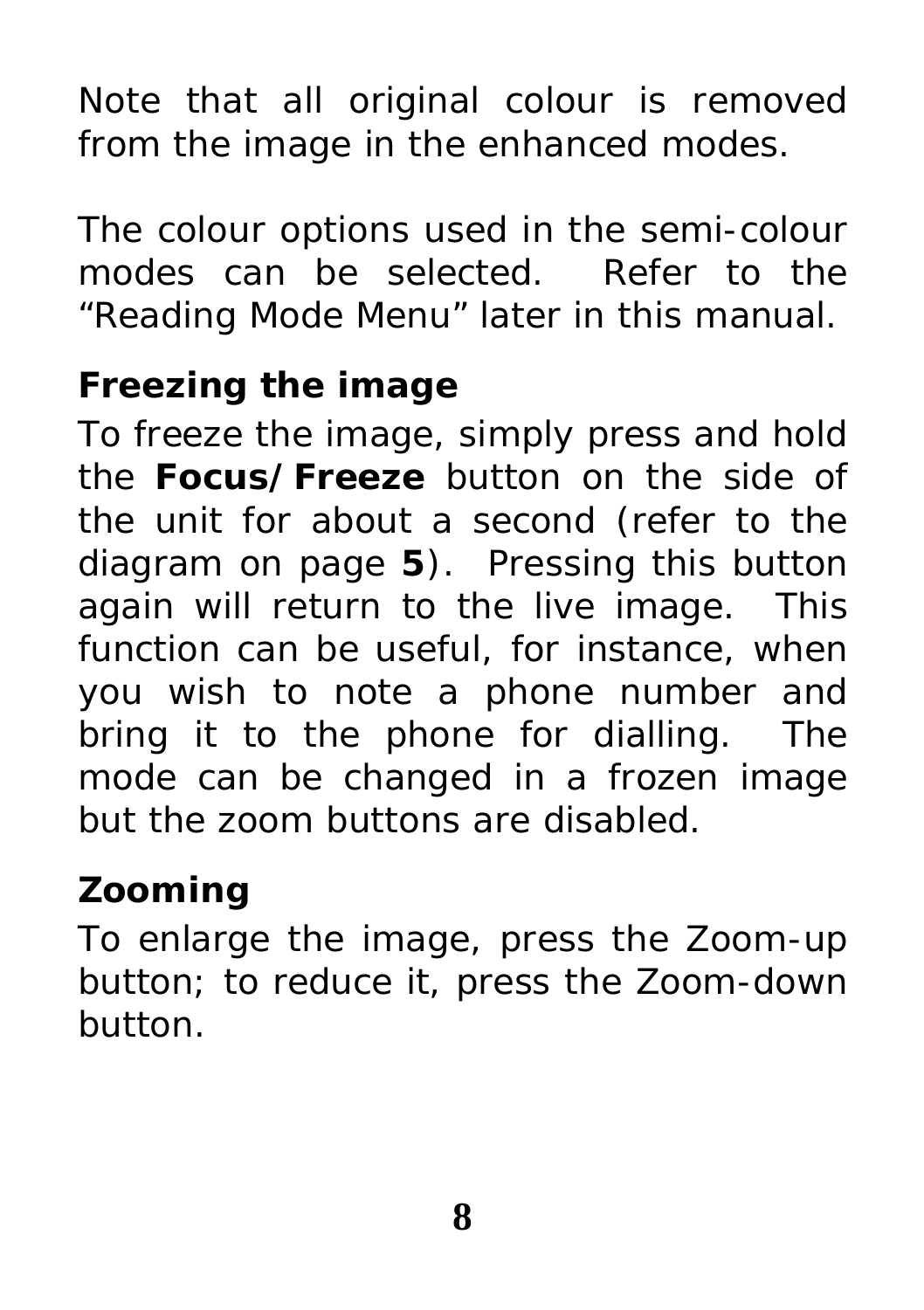Note that all original colour is removed from the image in the enhanced modes.

The colour options used in the semi-colour modes can be selected. Refer to the "Reading Mode Menu" later in this manual.

## Freezing the image

To freeze the image, simply press and hold the **Focus/Freeze** button on the side of the unit for about a second (refer to the diagram on page **5**). Pressing this button again will return to the live image. This function can be useful, for instance, when you wish to note a phone number and bring it to the phone for dialling. The mode can be changed in a frozen image but the zoom buttons are disabled.

## Zooming

To enlarge the image, press the Zoom-up button; to reduce it, press the Zoom-down button.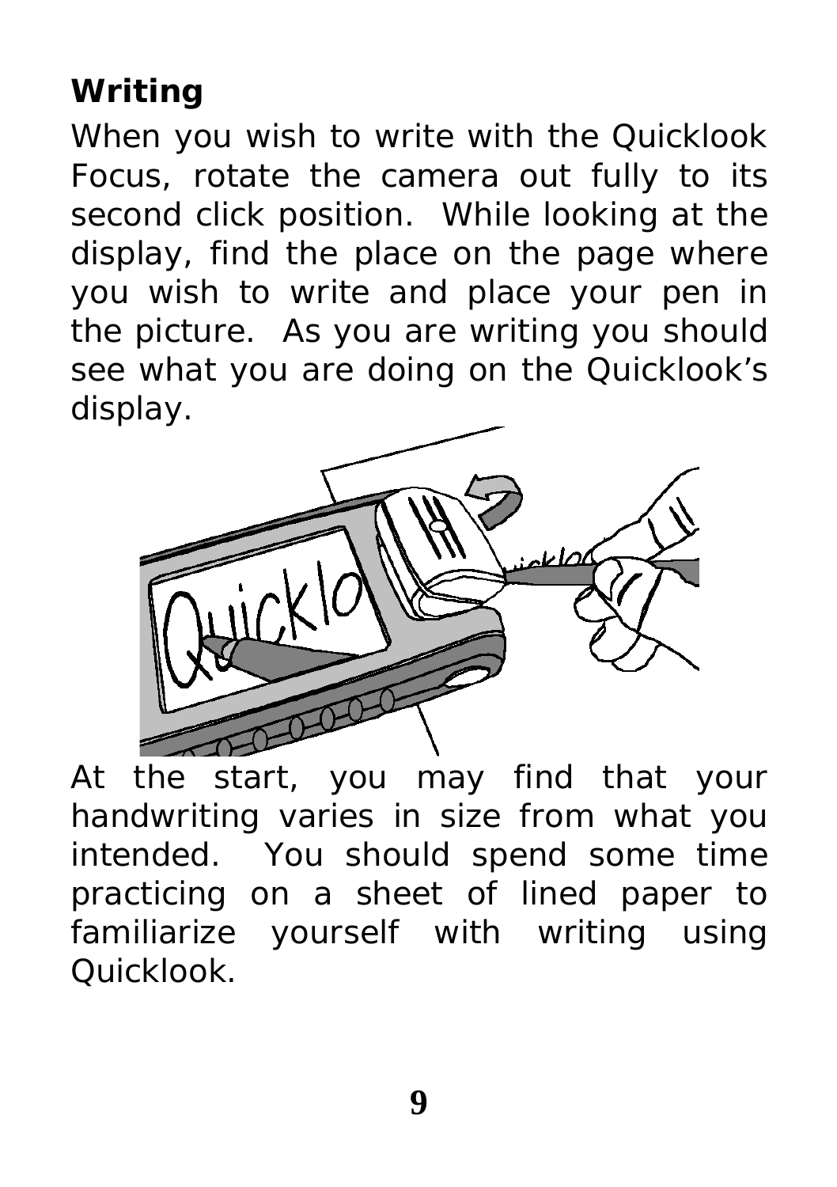## Writing

When you wish to write with the Quicklook Focus, rotate the camera out fully to its second click position. While looking at the display, find the place on the page where you wish to write and place your pen in the picture. As you are writing you should see what you are doing on the Quicklook's display.

At the start, you may find that your handwriting varies in size from what you intended. You should spend some time practicing on a sheet of lined paper to familiarize yourself with writing using Quicklook.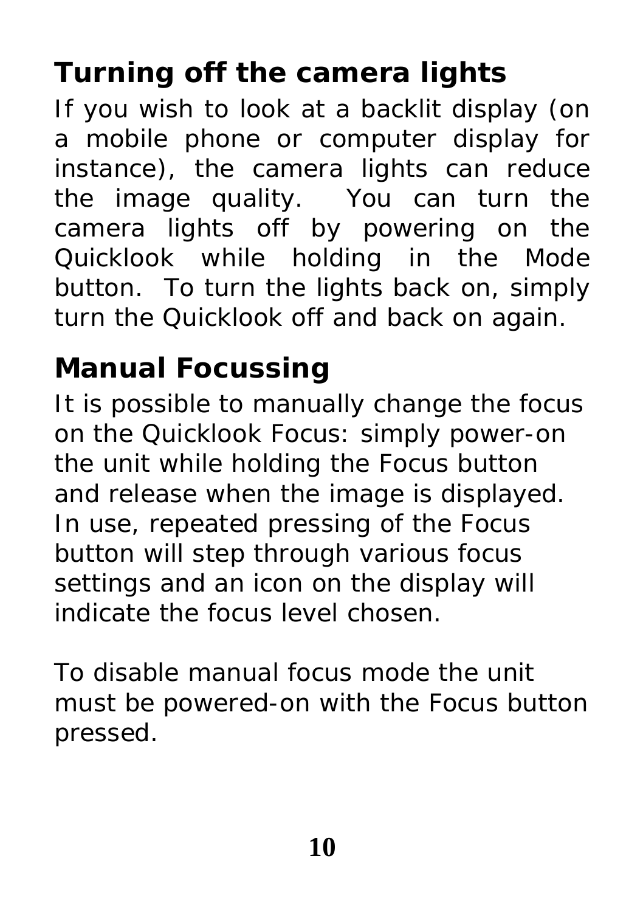## Turning off the camera lights

If you wish to look at a backlit display (on a mobile phone or computer display for instance), the camera lights can reduce the image quality. You can turn the camera lights off by powering on the Quicklook while holding in the Mode button. To turn the lights back on, simply turn the Quicklook off and back on again.

## Manual Focussing

It is possible to manually change the focus on the Quicklook Focus: simply power-on the unit while holding the Focus button and release when the image is displayed. In use, repeated pressing of the Focus button will step through various focus settings and an icon on the display will indicate the focus level chosen.

To disable manual focus mode the unit must be powered-on with the Focus button pressed.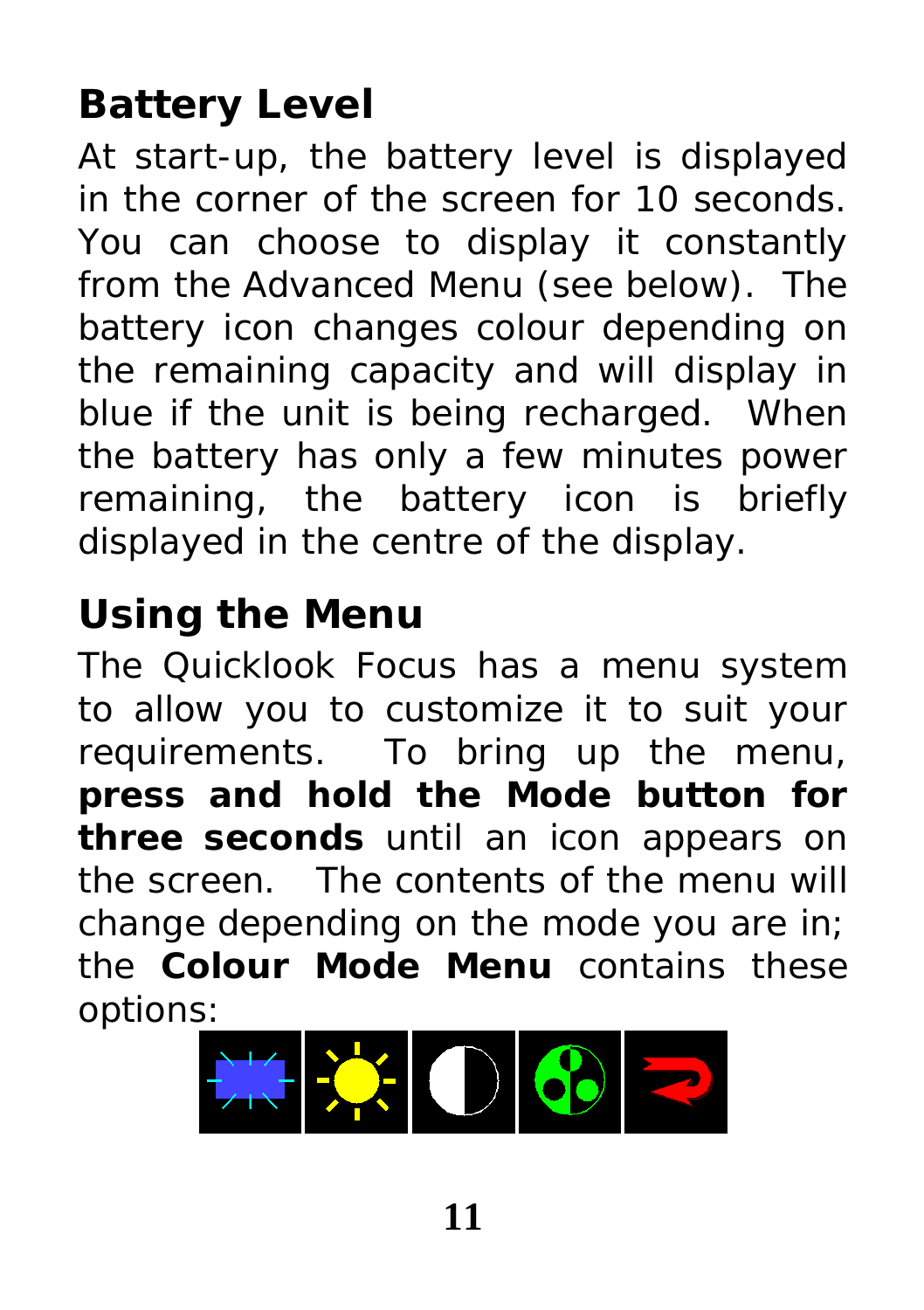## Battery Level

At start-up, the battery level is displayed in the corner of the screen for 10 seconds. You can choose to display it constantly from the Advanced Menu (see below). The battery icon changes colour depending on the remaining capacity and will display in blue if the unit is being recharged. When the battery has only a few minutes power remaining, the battery icon is briefly displayed in the centre of the display.

## Using the Menu

The Quicklook Focus has a menu system to allow you to customize it to suit your requirements. To bring up the menu, **press and hold the Mode button for three seconds** until an icon appears on the screen. The contents of the menu will change depending on the mode you are in; the **Colour Mode Menu** contains these options: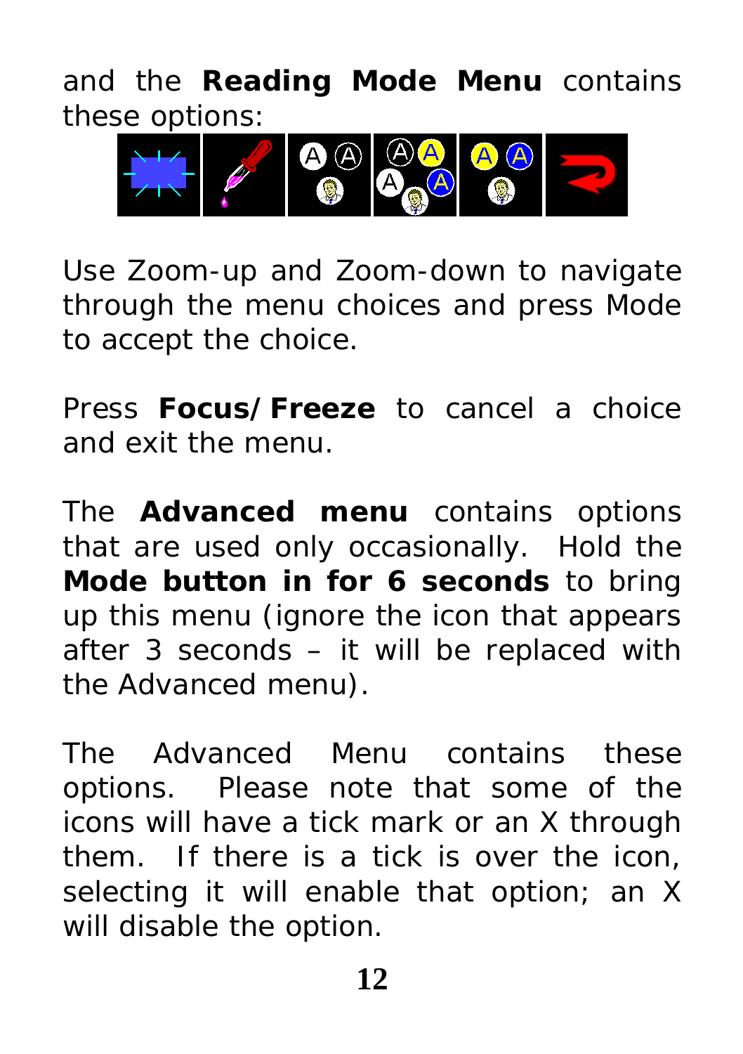and the **Reading Mode Menu** contains these options:

Use Zoom-up and Zoom-down to navigate through the menu choices and press Mode to accept the choice.

Press **Focus/Freeze** to cancel a choice and exit the menu.

The **Advanced menu** contains options that are used only occasionally. Hold the **Mode button in for 6 seconds** to bring up this menu (ignore the icon that appears after 3 seconds – it will be replaced with the Advanced menu).

The Advanced Menu contains these options. Please note that some of the icons will have a tick mark or an X through them. If there is a tick is over the icon, selecting it will enable that option; an X will disable the option.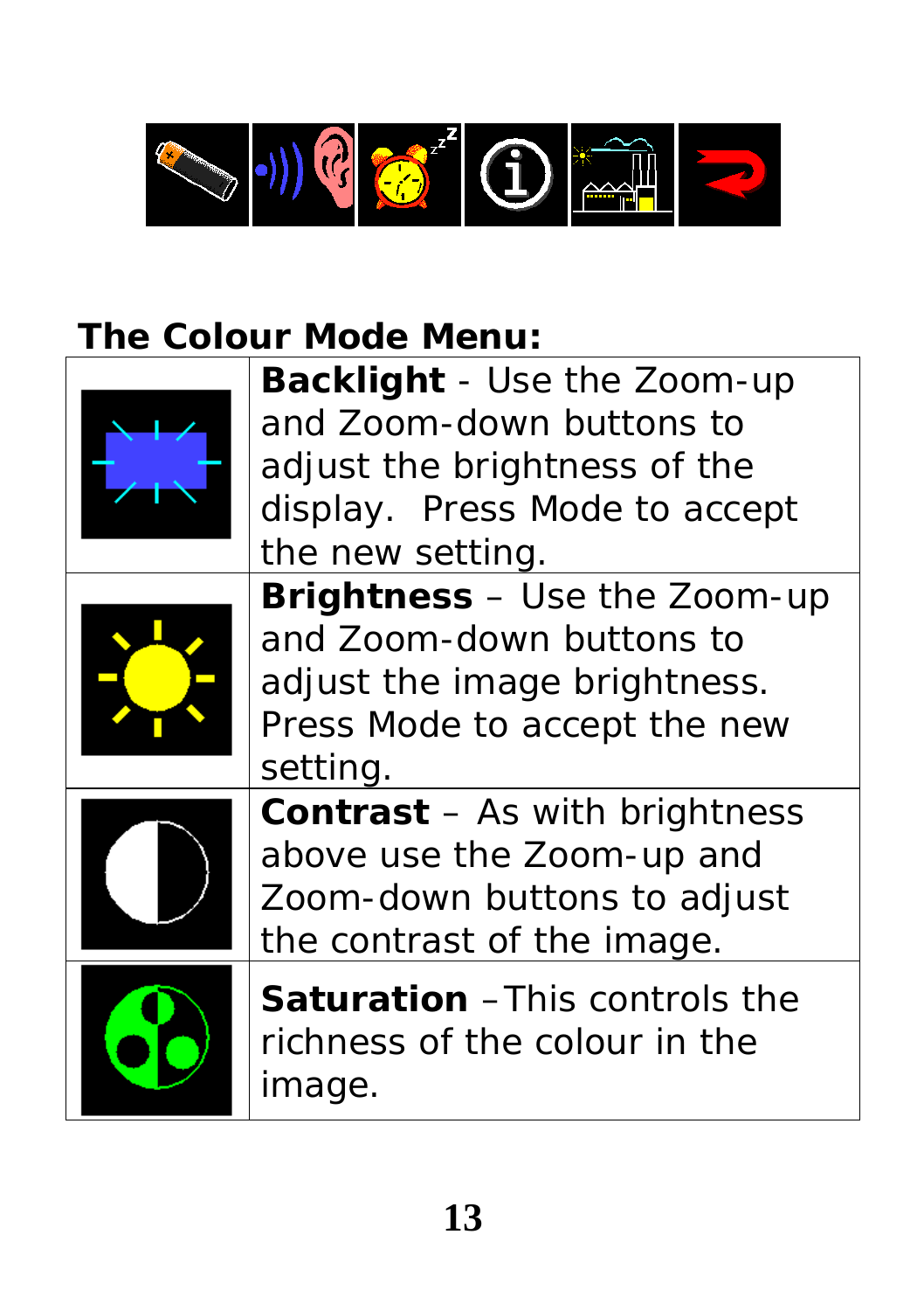## The Colour Mode Menu:

| | |
|---|---|
| | **Backlight** - Use the Zoom-up and Zoom-down buttons to adjust the brightness of the display. Press Mode to accept the new setting. |
| | **Brightness** – Use the Zoom-up and Zoom-down buttons to adjust the image brightness. Press Mode to accept the new setting. |
| | **Contrast** – As with brightness above use the Zoom-up and Zoom-down buttons to adjust the contrast of the image. |
| | **Saturation** –This controls the richness of the colour in the image. |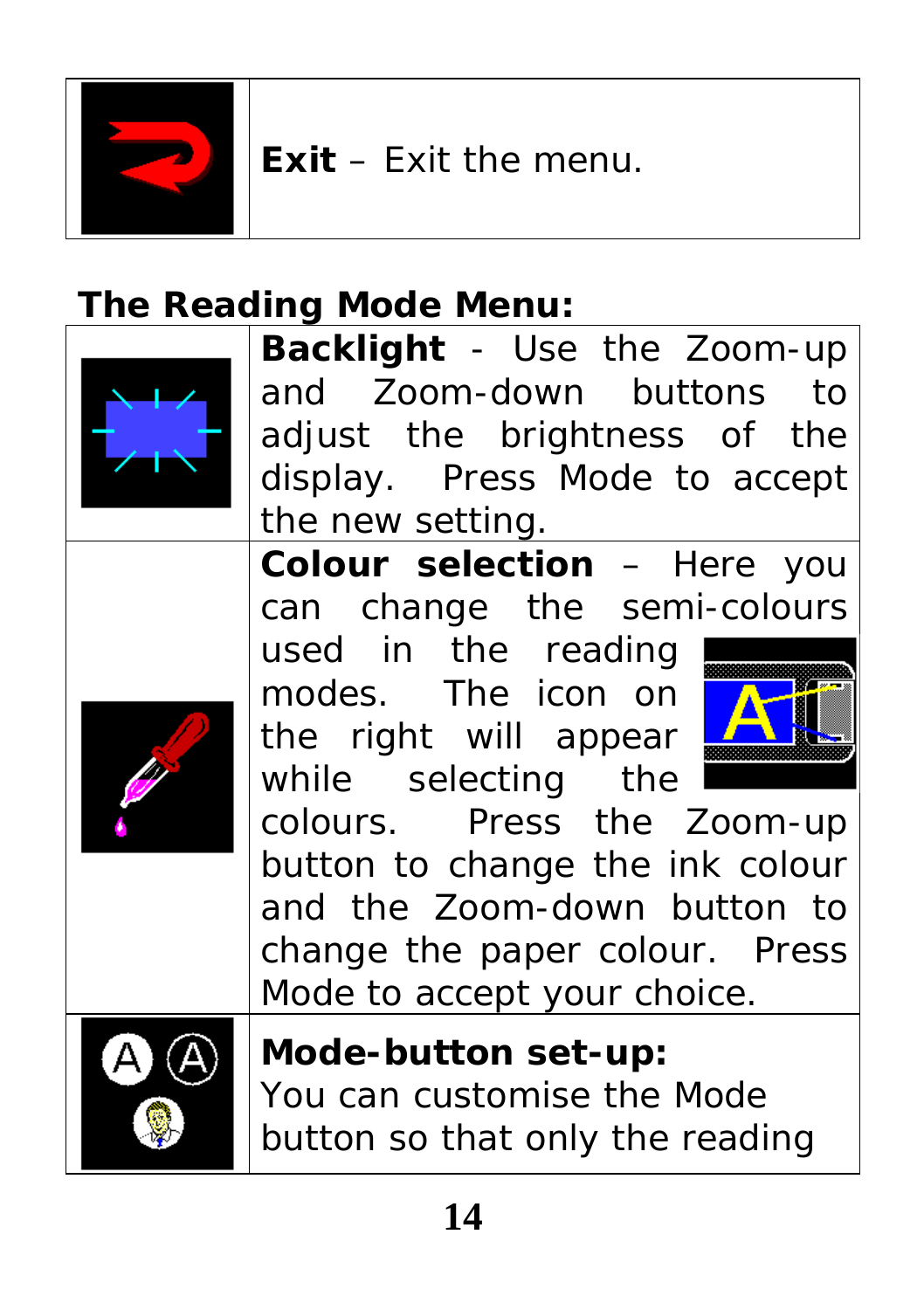| | |
|---|---|
| | **Exit** – Exit the menu. |

**The Reading Mode Menu:**

| | |
|---|---|
| | **Backlight** - Use the Zoom-up and Zoom-down buttons to adjust the brightness of the display. Press Mode to accept the new setting. |
| | **Colour selection** – Here you can change the semi-colours used in the reading modes. The icon on the right will appear while selecting the colours. Press the Zoom-up button to change the ink colour and the Zoom-down button to change the paper colour. Press Mode to accept your choice. |
| | **Mode-button set-up:** You can customise the Mode button so that only the reading |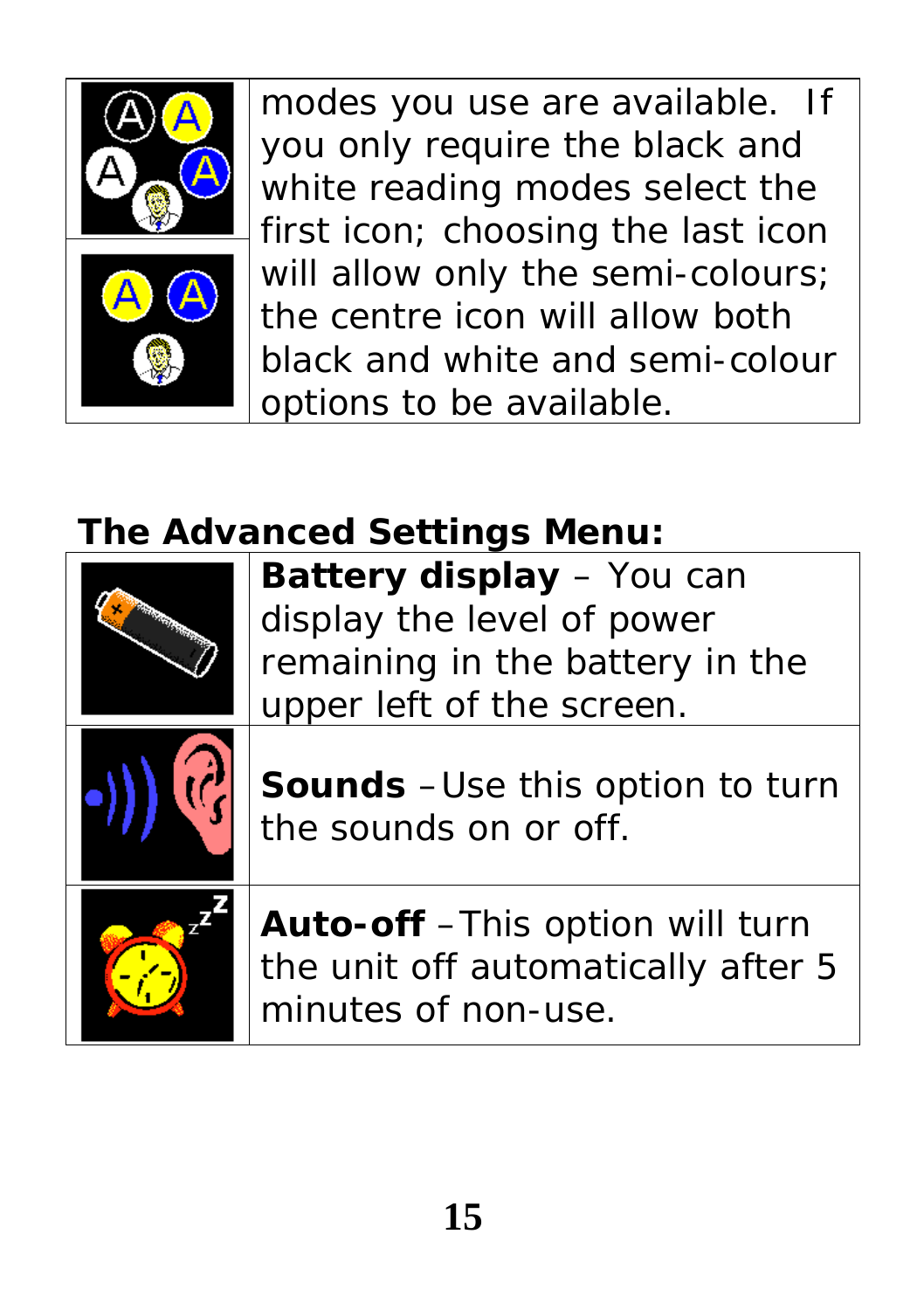| | |
|---|---|
| | modes you use are available. If you only require the black and white reading modes select the first icon; choosing the last icon will allow only the semi-colours; the centre icon will allow both black and white and semi-colour options to be available. |

**The Advanced Settings Menu:**

| | |
|---|---|
| | **Battery display** – You can display the level of power remaining in the battery in the upper left of the screen. |
| | **Sounds** – Use this option to turn the sounds on or off. |
| | **Auto-off** – This option will turn the unit off automatically after 5 minutes of non-use. |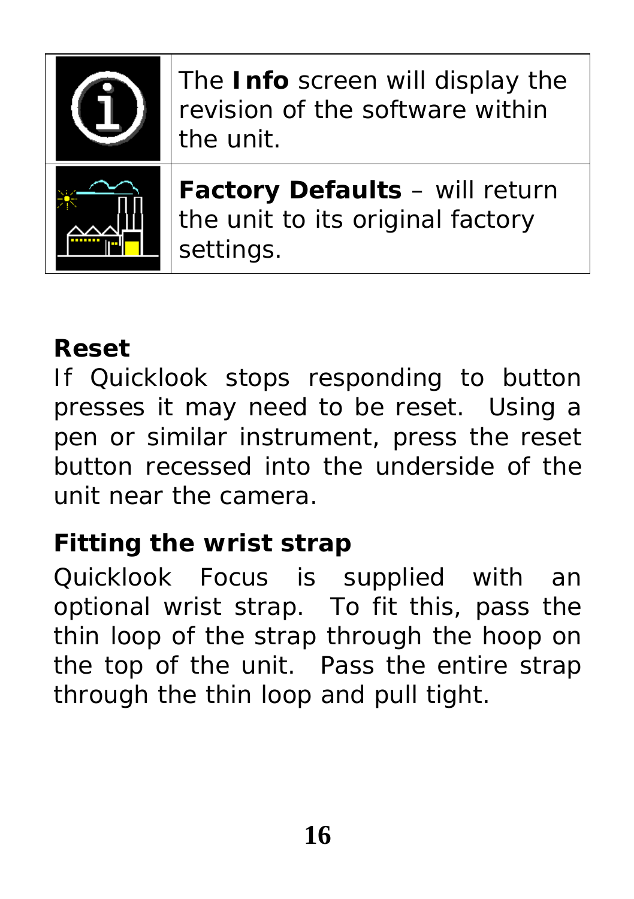|   |   |
|---|---|
|   | The **Info** screen will display the revision of the software within the unit. |
|   | **Factory Defaults** – will return the unit to its original factory settings. |

**Reset**

If Quicklook stops responding to button presses it may need to be reset. Using a pen or similar instrument, press the reset button recessed into the underside of the unit near the camera.

**Fitting the wrist strap**

Quicklook Focus is supplied with an optional wrist strap. To fit this, pass the thin loop of the strap through the hoop on the top of the unit. Pass the entire strap through the thin loop and pull tight.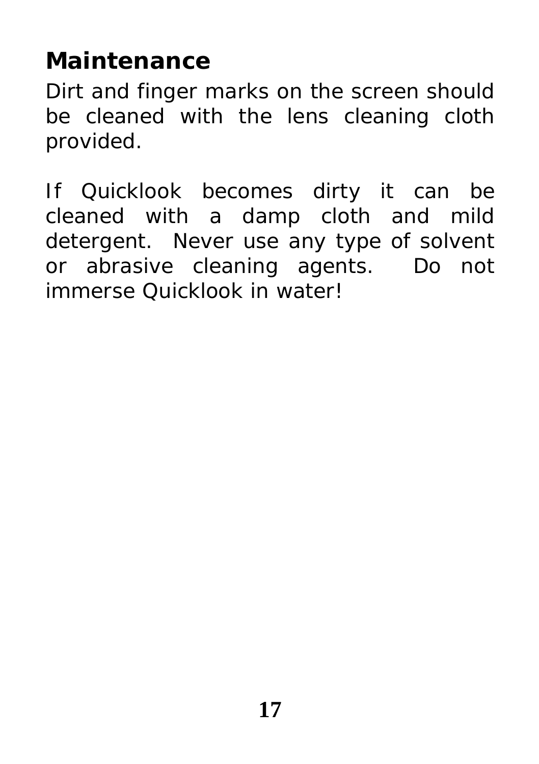## Maintenance

Dirt and finger marks on the screen should be cleaned with the lens cleaning cloth provided.

If Quicklook becomes dirty it can be cleaned with a damp cloth and mild detergent. Never use any type of solvent or abrasive cleaning agents. Do not immerse Quicklook in water!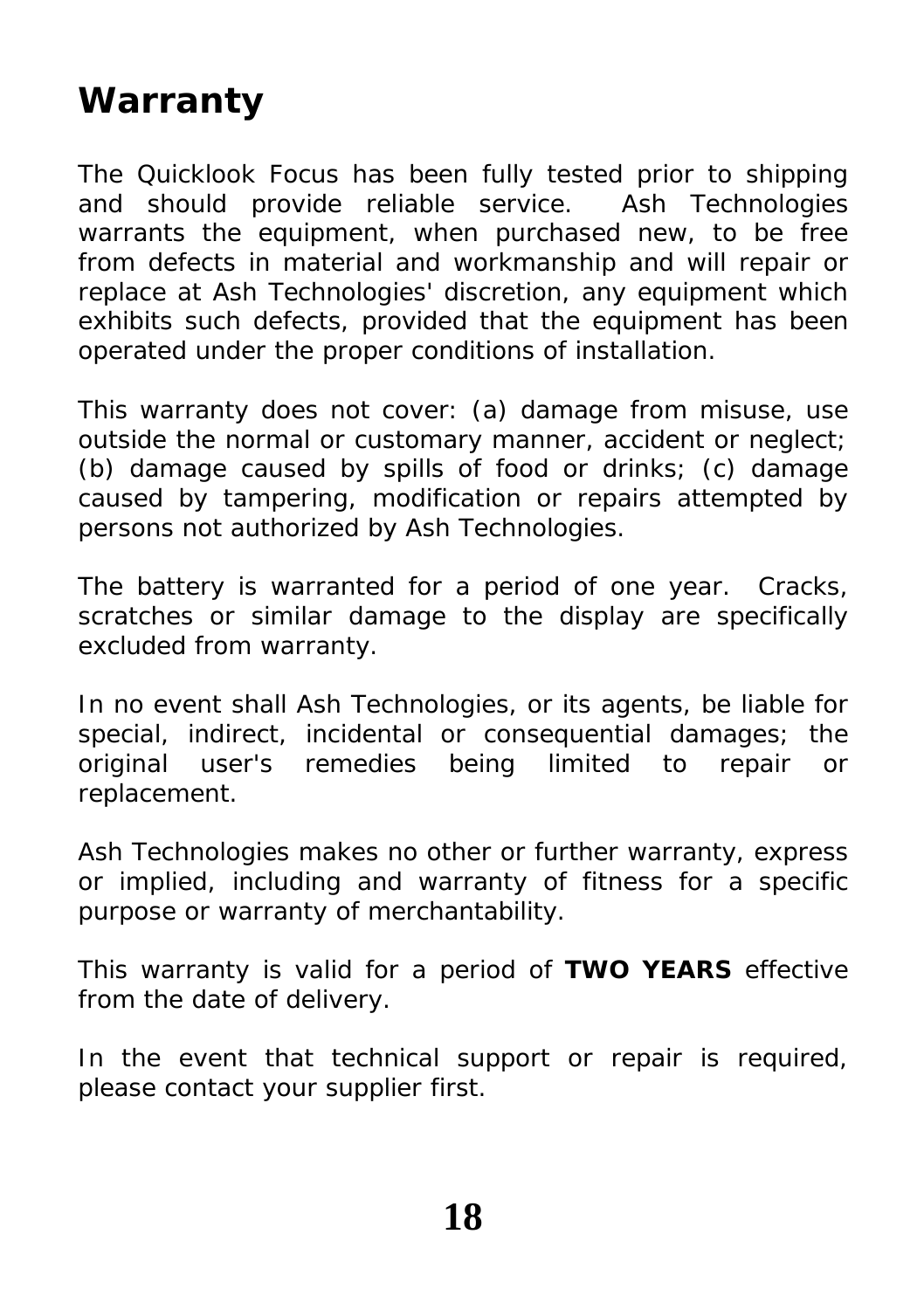# Warranty

The Quicklook Focus has been fully tested prior to shipping and should provide reliable service. Ash Technologies warrants the equipment, when purchased new, to be free from defects in material and workmanship and will repair or replace at Ash Technologies' discretion, any equipment which exhibits such defects, provided that the equipment has been operated under the proper conditions of installation.

This warranty does not cover: (a) damage from misuse, use outside the normal or customary manner, accident or neglect; (b) damage caused by spills of food or drinks; (c) damage caused by tampering, modification or repairs attempted by persons not authorized by Ash Technologies.

The battery is warranted for a period of one year. Cracks, scratches or similar damage to the display are specifically excluded from warranty.

In no event shall Ash Technologies, or its agents, be liable for special, indirect, incidental or consequential damages; the original user's remedies being limited to repair or replacement.

Ash Technologies makes no other or further warranty, express or implied, including and warranty of fitness for a specific purpose or warranty of merchantability.

This warranty is valid for a period of **TWO YEARS** effective from the date of delivery.

In the event that technical support or repair is required, please contact your supplier first.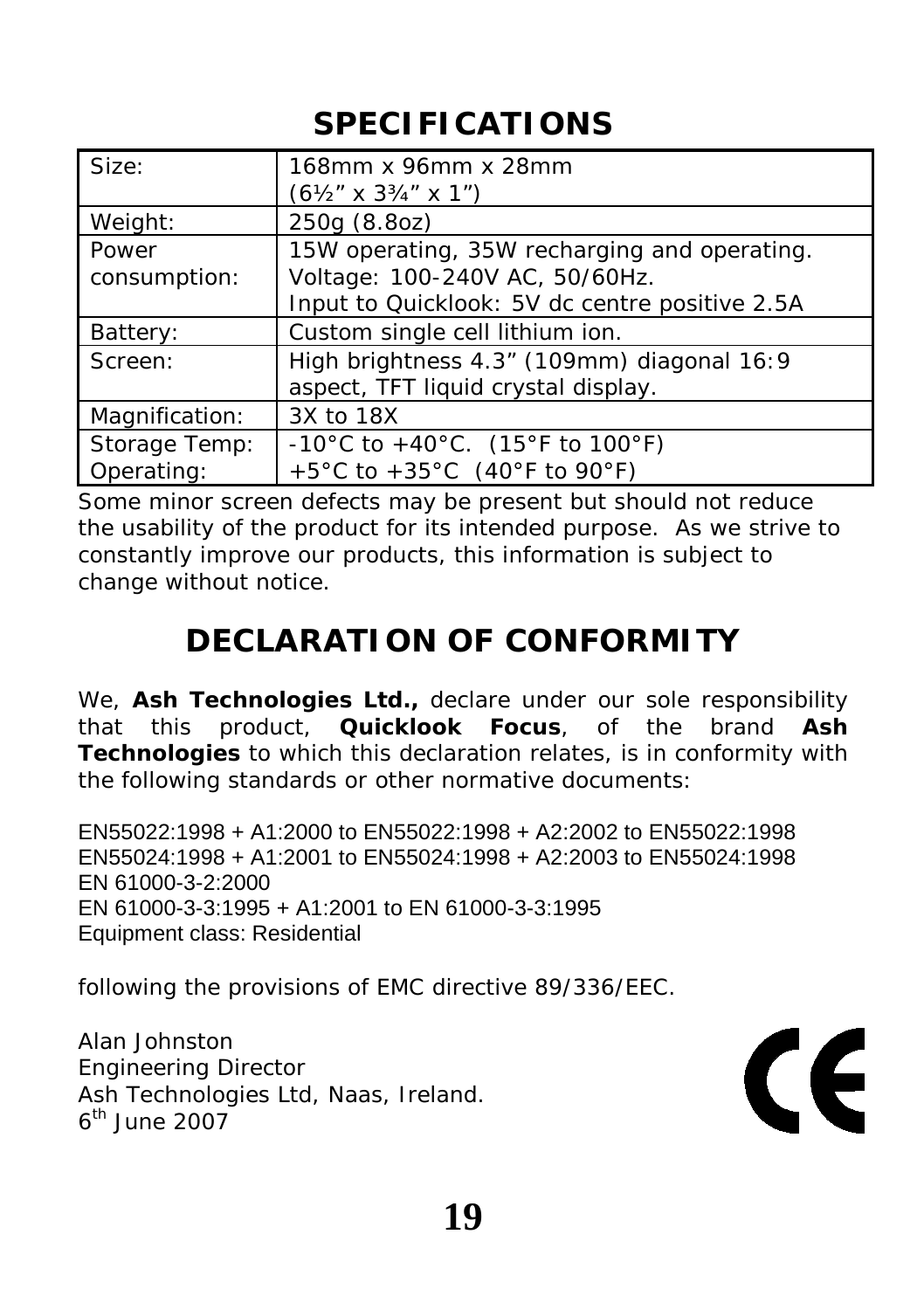## SPECIFICATIONS

| | |
|---|---|
| Size: | 168mm x 96mm x 28mm (6½" x 3¾" x 1") |
| Weight: | 250g (8.8oz) |
| Power consumption: | 15W operating, 35W recharging and operating. Voltage: 100-240V AC, 50/60Hz. Input to Quicklook: 5V dc centre positive 2.5A |
| Battery: | Custom single cell lithium ion. |
| Screen: | High brightness 4.3" (109mm) diagonal 16:9 aspect, TFT liquid crystal display. |
| Magnification: | 3X to 18X |
| Storage Temp: Operating: | -10°C to +40°C. (15°F to 100°F) +5°C to +35°C (40°F to 90°F) |

Some minor screen defects may be present but should not reduce the usability of the product for its intended purpose. As we strive to constantly improve our products, this information is subject to change without notice.

## DECLARATION OF CONFORMITY

We, **Ash Technologies Ltd.,** declare under our sole responsibility that this product, **Quicklook Focus**, of the brand **Ash Technologies** to which this declaration relates, is in conformity with the following standards or other normative documents:

EN55022:1998 + A1:2000 to EN55022:1998 + A2:2002 to EN55022:1998
EN55024:1998 + A1:2001 to EN55024:1998 + A2:2003 to EN55024:1998
EN 61000-3-2:2000
EN 61000-3-3:1995 + A1:2001 to EN 61000-3-3:1995
Equipment class: Residential

following the provisions of EMC directive 89/336/EEC.

Alan Johnston
Engineering Director
Ash Technologies Ltd, Naas, Ireland.
6th June 2007

CE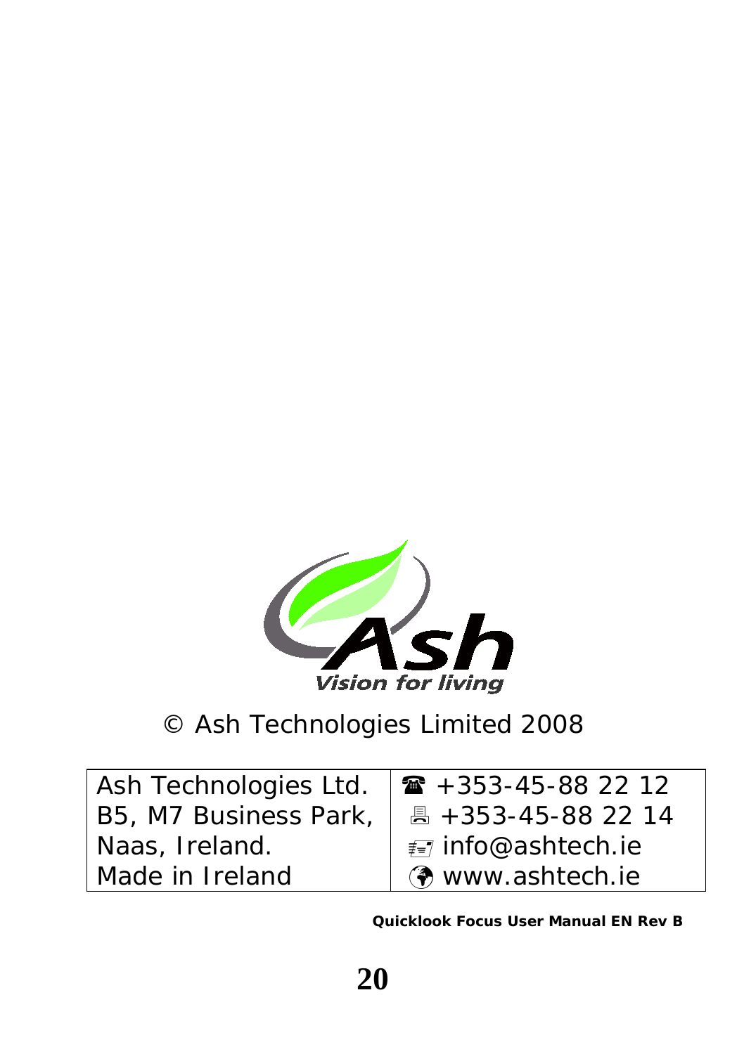Ash

Vision for living

© Ash Technologies Limited 2008

| | |
|---|---|
| Ash Technologies Ltd.<br>B5, M7 Business Park,<br>Naas, Ireland.<br>Made in Ireland | ☎ +353-45-88 22 12<br>🖷 +353-45-88 22 14<br>info@ashtech.ie<br>www.ashtech.ie |

**Quicklook Focus User Manual EN Rev B**